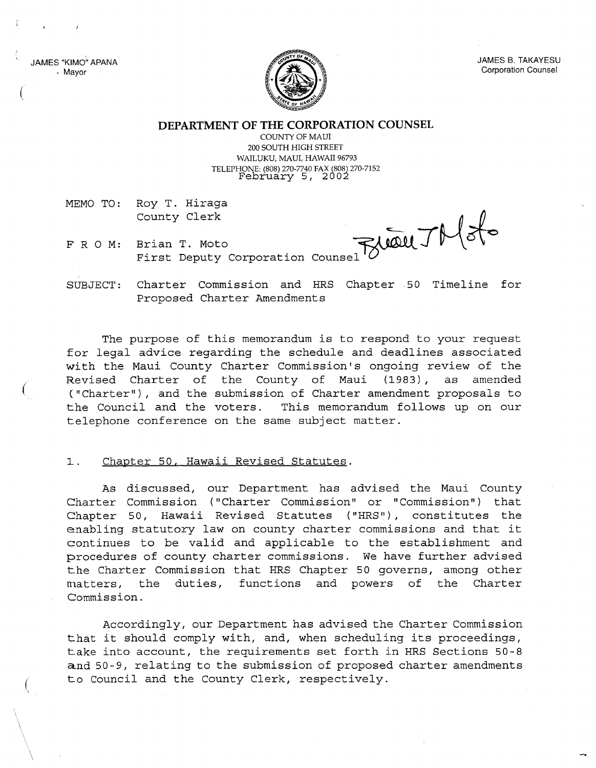JAMES "KIMO" APANA
Mayor

JAMES B. TAKAYESU
Corporation Counsel

**DEPARTMENT OF THE CORPORATION COUNSEL**

COUNTY OF MAUI
200 SOUTH HIGH STREET
WAILUKU, MAUI, HAWAII 96793
TELEPHONE: (808) 270-7740 FAX (808) 270-7152

February 5, 2002

MEMO TO: Roy T. Hiraga
County Clerk

F R O M: Brian T. Moto
First Deputy Corporation Counsel

SUBJECT: Charter Commission and HRS Chapter 50 Timeline for Proposed Charter Amendments

The purpose of this memorandum is to respond to your request for legal advice regarding the schedule and deadlines associated with the Maui County Charter Commission's ongoing review of the Revised Charter of the County of Maui (1983), as amended ("Charter"), and the submission of Charter amendment proposals to the Council and the voters. This memorandum follows up on our telephone conference on the same subject matter.

1. Chapter 50, Hawaii Revised Statutes.

As discussed, our Department has advised the Maui County Charter Commission ("Charter Commission" or "Commission") that Chapter 50, Hawaii Revised Statutes ("HRS"), constitutes the enabling statutory law on county charter commissions and that it continues to be valid and applicable to the establishment and procedures of county charter commissions. We have further advised the Charter Commission that HRS Chapter 50 governs, among other matters, the duties, functions and powers of the Charter Commission.

Accordingly, our Department has advised the Charter Commission that it should comply with, and, when scheduling its proceedings, take into account, the requirements set forth in HRS Sections 50-8 and 50-9, relating to the submission of proposed charter amendments to Council and the County Clerk, respectively.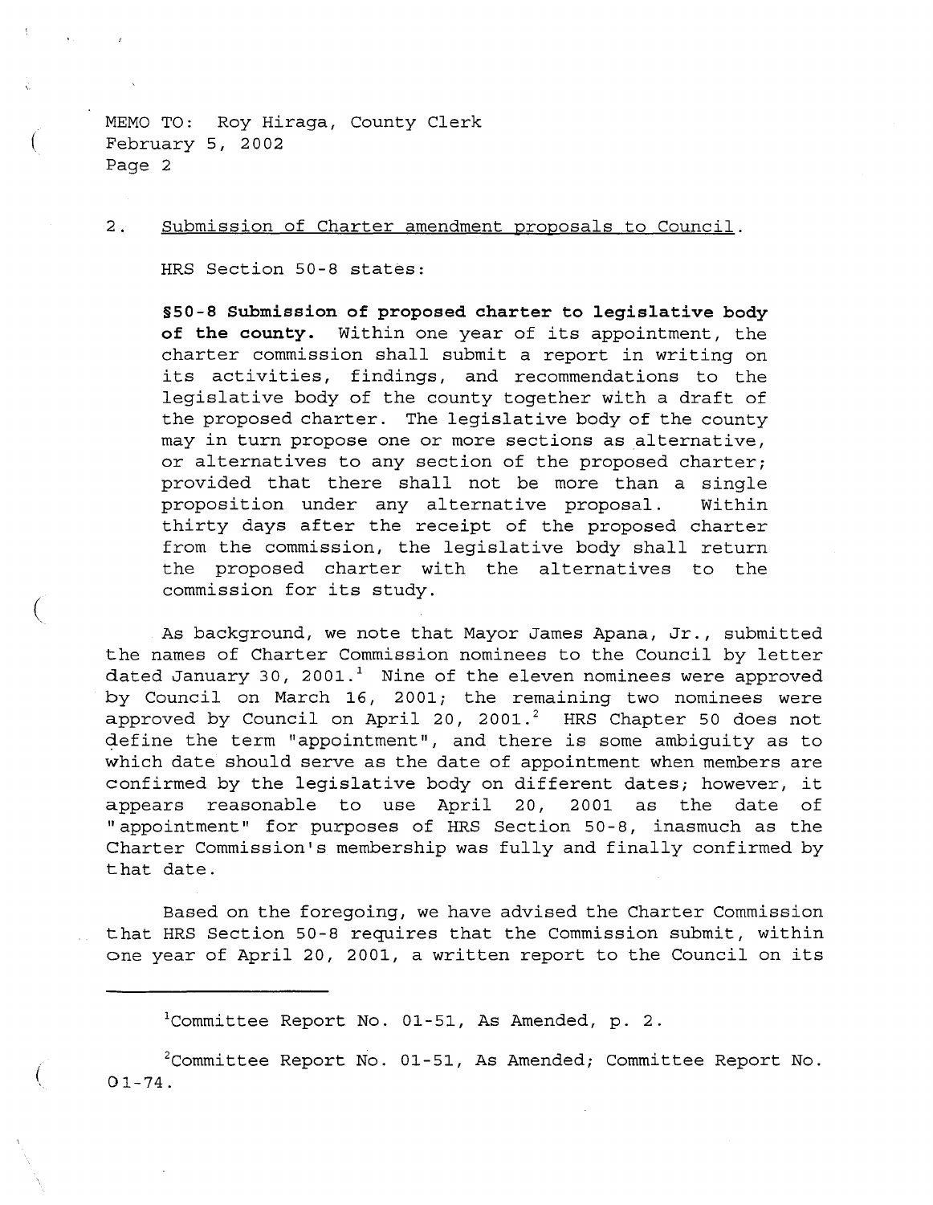MEMO TO: Roy Hiraga, County Clerk
February 5, 2002

2. Submission of Charter amendment proposals to Council.

HRS Section 50-8 states:

> **§50-8 Submission of proposed charter to legislative body of the county.** Within one year of its appointment, the charter commission shall submit a report in writing on its activities, findings, and recommendations to the legislative body of the county together with a draft of the proposed charter. The legislative body of the county may in turn propose one or more sections as alternative, or alternatives to any section of the proposed charter; provided that there shall not be more than a single proposition under any alternative proposal. Within thirty days after the receipt of the proposed charter from the commission, the legislative body shall return the proposed charter with the alternatives to the commission for its study.

As background, we note that Mayor James Apana, Jr., submitted the names of Charter Commission nominees to the Council by letter dated January 30, 2001.[1] Nine of the eleven nominees were approved by Council on March 16, 2001; the remaining two nominees were approved by Council on April 20, 2001.[2] HRS Chapter 50 does not define the term "appointment", and there is some ambiguity as to which date should serve as the date of appointment when members are confirmed by the legislative body on different dates; however, it appears reasonable to use April 20, 2001 as the date of "appointment" for purposes of HRS Section 50-8, inasmuch as the Charter Commission's membership was fully and finally confirmed by that date.

Based on the foregoing, we have advised the Charter Commission that HRS Section 50-8 requires that the Commission submit, within one year of April 20, 2001, a written report to the Council on its

---

[1] Committee Report No. 01-51, As Amended, p. 2.

[2] Committee Report No. 01-51, As Amended; Committee Report No. 01-74.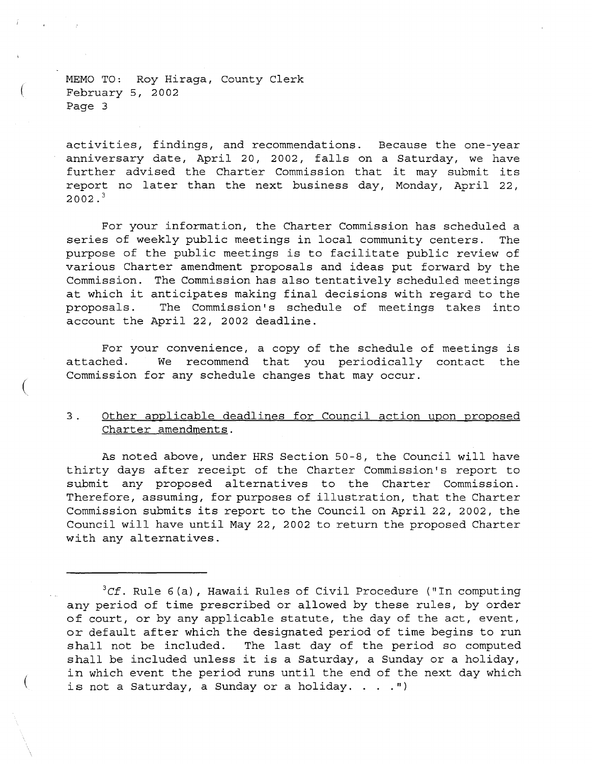activities, findings, and recommendations. Because the one-year anniversary date, April 20, 2002, falls on a Saturday, we have further advised the Charter Commission that it may submit its report no later than the next business day, Monday, April 22, 2002.[3]

For your information, the Charter Commission has scheduled a series of weekly public meetings in local community centers. The purpose of the public meetings is to facilitate public review of various Charter amendment proposals and ideas put forward by the Commission. The Commission has also tentatively scheduled meetings at which it anticipates making final decisions with regard to the proposals. The Commission's schedule of meetings takes into account the April 22, 2002 deadline.

For your convenience, a copy of the schedule of meetings is attached. We recommend that you periodically contact the Commission for any schedule changes that may occur.

3. <u>Other applicable deadlines for Council action upon proposed Charter amendments</u>.

As noted above, under HRS Section 50-8, the Council will have thirty days after receipt of the Charter Commission's report to submit any proposed alternatives to the Charter Commission. Therefore, assuming, for purposes of illustration, that the Charter Commission submits its report to the Council on April 22, 2002, the Council will have until May 22, 2002 to return the proposed Charter with any alternatives.

---

[3] *Cf.* Rule 6(a), Hawaii Rules of Civil Procedure ("In computing any period of time prescribed or allowed by these rules, by order of court, or by any applicable statute, the day of the act, event, or default after which the designated period of time begins to run shall not be included. The last day of the period so computed shall be included unless it is a Saturday, a Sunday or a holiday, in which event the period runs until the end of the next day which is not a Saturday, a Sunday or a holiday. . . .")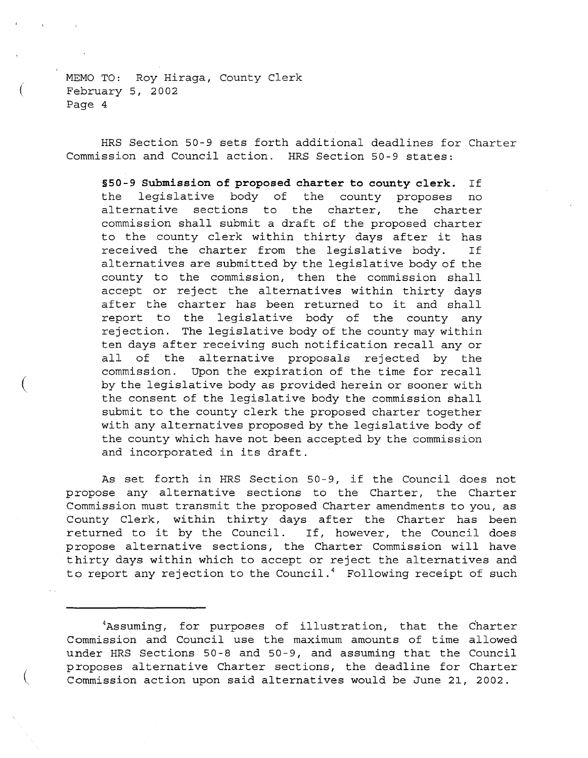HRS Section 50-9 sets forth additional deadlines for Charter Commission and Council action. HRS Section 50-9 states:

> **§50-9 Submission of proposed charter to county clerk.** If the legislative body of the county proposes no alternative sections to the charter, the charter commission shall submit a draft of the proposed charter to the county clerk within thirty days after it has received the charter from the legislative body. If alternatives are submitted by the legislative body of the county to the commission, then the commission shall accept or reject the alternatives within thirty days after the charter has been returned to it and shall report to the legislative body of the county any rejection. The legislative body of the county may within ten days after receiving such notification recall any or all of the alternative proposals rejected by the commission. Upon the expiration of the time for recall by the legislative body as provided herein or sooner with the consent of the legislative body the commission shall submit to the county clerk the proposed charter together with any alternatives proposed by the legislative body of the county which have not been accepted by the commission and incorporated in its draft.

As set forth in HRS Section 50-9, if the Council does not propose any alternative sections to the Charter, the Charter Commission must transmit the proposed Charter amendments to you, as County Clerk, within thirty days after the Charter has been returned to it by the Council. If, however, the Council does propose alternative sections, the Charter Commission will have thirty days within which to accept or reject the alternatives and to report any rejection to the Council.[4] Following receipt of such

---

[4] Assuming, for purposes of illustration, that the Charter Commission and Council use the maximum amounts of time allowed under HRS Sections 50-8 and 50-9, and assuming that the Council proposes alternative Charter sections, the deadline for Charter Commission action upon said alternatives would be June 21, 2002.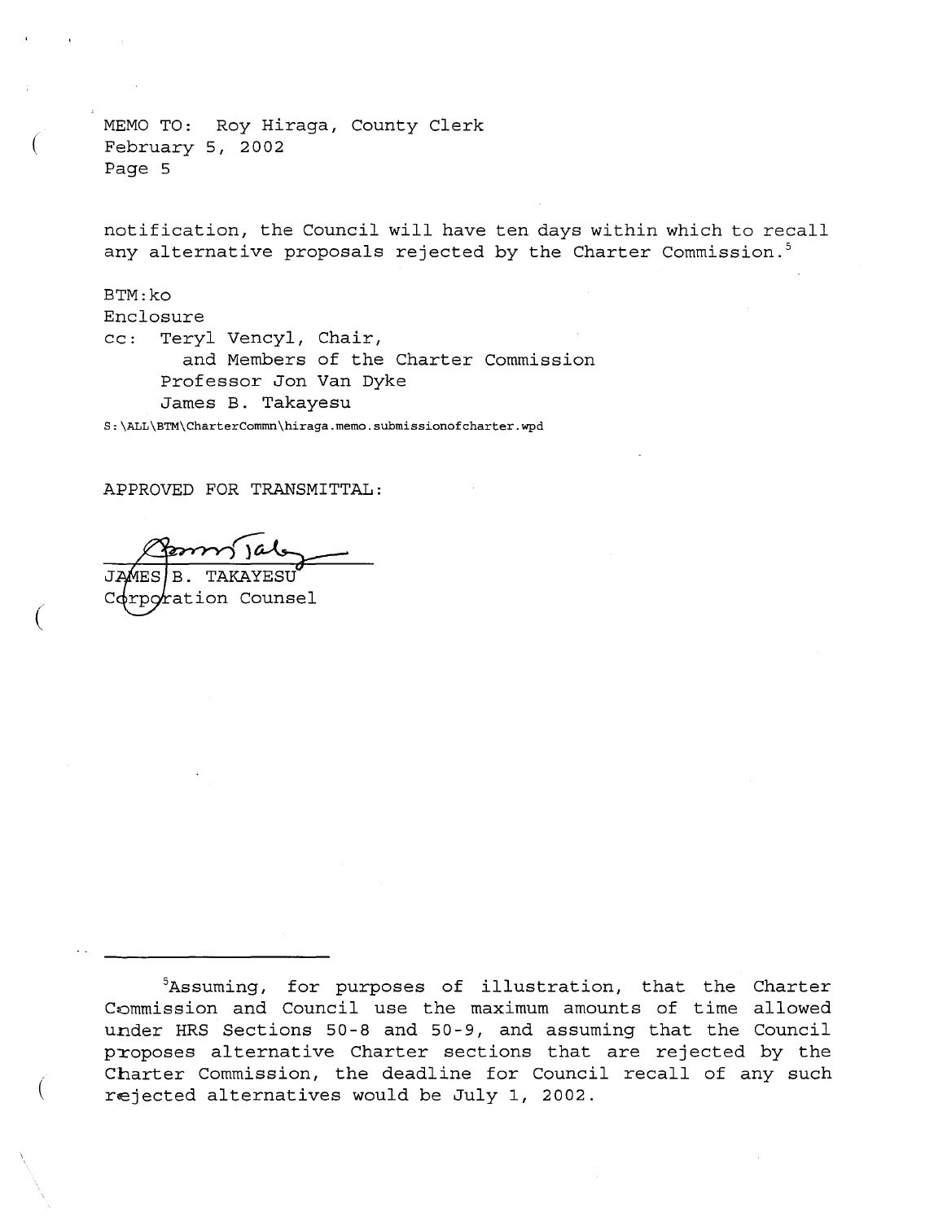notification, the Council will have ten days within which to recall any alternative proposals rejected by the Charter Commission.[5]

BTM:ko
Enclosure
cc: Teryl Vencyl, Chair,
    and Members of the Charter Commission
    Professor Jon Van Dyke
    James B. Takayesu

S:\ALL\BTM\CharterCommn\hiraga.memo.submissionofcharter.wpd

APPROVED FOR TRANSMITTAL:

JAMES B. TAKAYESU
Corporation Counsel

---

[5]Assuming, for purposes of illustration, that the Charter Commission and Council use the maximum amounts of time allowed under HRS Sections 50-8 and 50-9, and assuming that the Council proposes alternative Charter sections that are rejected by the Charter Commission, the deadline for Council recall of any such rejected alternatives would be July 1, 2002.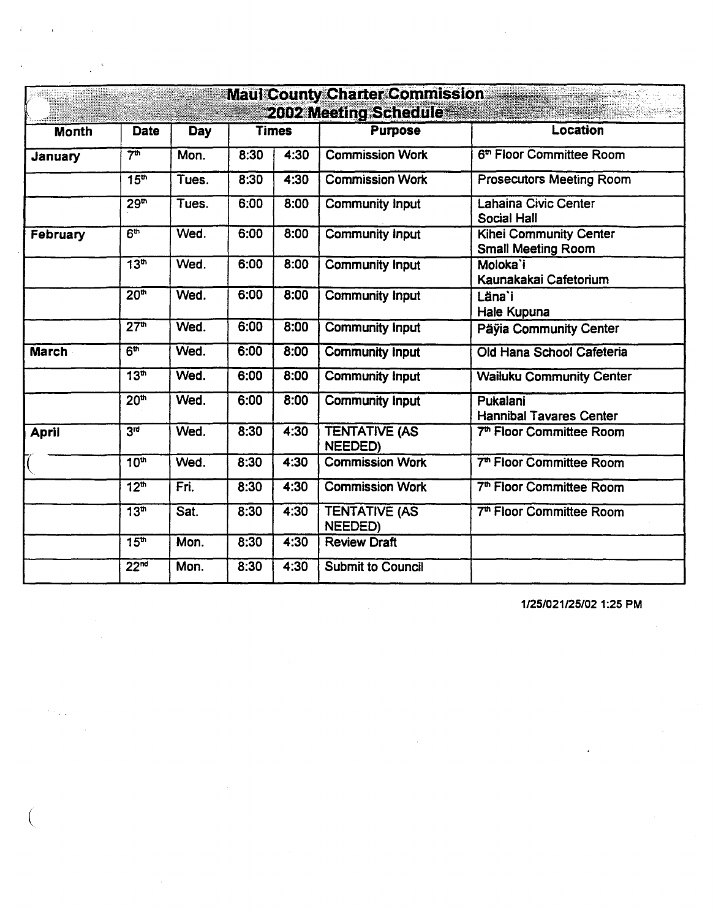# Maui County Charter Commission
## 2002 Meeting Schedule

| Month | Date | Day | Times | | Purpose | Location |
|---|---|---|---|---|---|---|
| **January** | 7th | Mon. | 8:30 | 4:30 | Commission Work | 6th Floor Committee Room |
| | 15th | Tues. | 8:30 | 4:30 | Commission Work | Prosecutors Meeting Room |
| | 29th | Tues. | 6:00 | 8:00 | Community Input | Lahaina Civic Center Social Hall |
| **February** | 6th | Wed. | 6:00 | 8:00 | Community Input | Kihei Community Center Small Meeting Room |
| | 13th | Wed. | 6:00 | 8:00 | Community Input | Moloka`i Kaunakakai Cafetorium |
| | 20th | Wed. | 6:00 | 8:00 | Community Input | Lāna`i Hale Kupuna |
| | 27th | Wed. | 6:00 | 8:00 | Community Input | Pā`ia Community Center |
| **March** | 6th | Wed. | 6:00 | 8:00 | Community Input | Old Hana School Cafeteria |
| | 13th | Wed. | 6:00 | 8:00 | Community Input | Wailuku Community Center |
| | 20th | Wed. | 6:00 | 8:00 | Community Input | Pukalani Hannibal Tavares Center |
| **April** | 3rd | Wed. | 8:30 | 4:30 | TENTATIVE (AS NEEDED) | 7th Floor Committee Room |
| | 10th | Wed. | 8:30 | 4:30 | Commission Work | 7th Floor Committee Room |
| | 12th | Fri. | 8:30 | 4:30 | Commission Work | 7th Floor Committee Room |
| | 13th | Sat. | 8:30 | 4:30 | TENTATIVE (AS NEEDED) | 7th Floor Committee Room |
| | 15th | Mon. | 8:30 | 4:30 | Review Draft | |
| | 22nd | Mon. | 8:30 | 4:30 | Submit to Council | |

1/25/021/25/02 1:25 PM